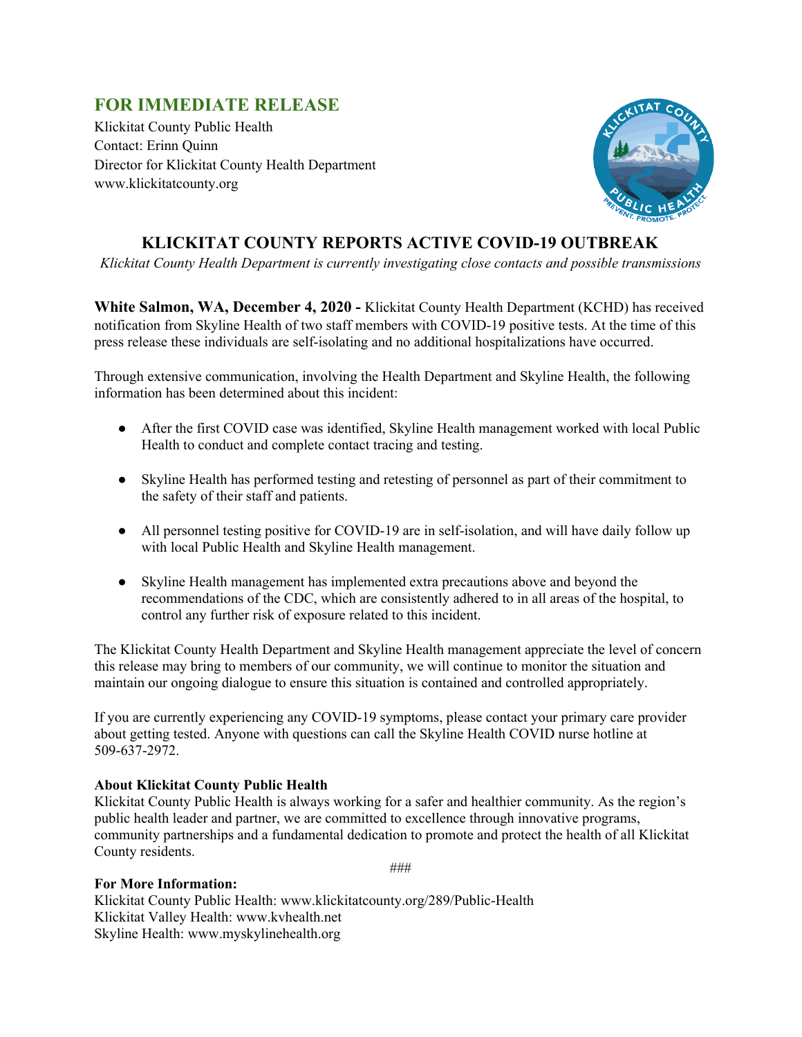## FOR IMMEDIATE RELEASE

Klickitat County Public Health
Contact: Erinn Quinn
Director for Klickitat County Health Department
www.klickitatcounty.org

# KLICKITAT COUNTY REPORTS ACTIVE COVID-19 OUTBREAK

*Klickitat County Health Department is currently investigating close contacts and possible transmissions*

**White Salmon, WA, December 4, 2020 -** Klickitat County Health Department (KCHD) has received notification from Skyline Health of two staff members with COVID-19 positive tests. At the time of this press release these individuals are self-isolating and no additional hospitalizations have occurred.

Through extensive communication, involving the Health Department and Skyline Health, the following information has been determined about this incident:

- After the first COVID case was identified, Skyline Health management worked with local Public Health to conduct and complete contact tracing and testing.
- Skyline Health has performed testing and retesting of personnel as part of their commitment to the safety of their staff and patients.
- All personnel testing positive for COVID-19 are in self-isolation, and will have daily follow up with local Public Health and Skyline Health management.
- Skyline Health management has implemented extra precautions above and beyond the recommendations of the CDC, which are consistently adhered to in all areas of the hospital, to control any further risk of exposure related to this incident.

The Klickitat County Health Department and Skyline Health management appreciate the level of concern this release may bring to members of our community, we will continue to monitor the situation and maintain our ongoing dialogue to ensure this situation is contained and controlled appropriately.

If you are currently experiencing any COVID-19 symptoms, please contact your primary care provider about getting tested. Anyone with questions can call the Skyline Health COVID nurse hotline at 509-637-2972.

**About Klickitat County Public Health**
Klickitat County Public Health is always working for a safer and healthier community. As the region's public health leader and partner, we are committed to excellence through innovative programs, community partnerships and a fundamental dedication to promote and protect the health of all Klickitat County residents.

###

**For More Information:**
Klickitat County Public Health: www.klickitatcounty.org/289/Public-Health
Klickitat Valley Health: www.kvhealth.net
Skyline Health: www.myskylinehealth.org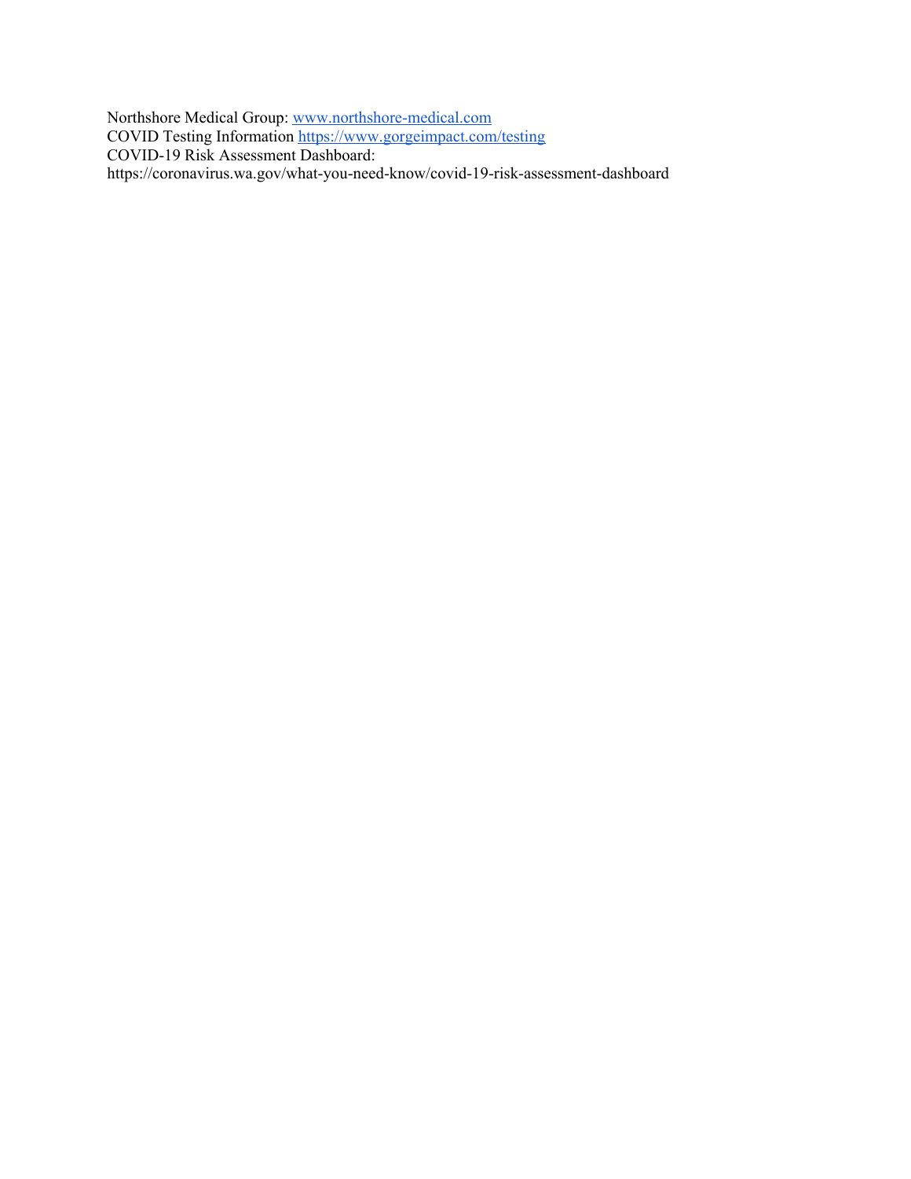Northshore Medical Group: [www.northshore-medical.com](http://www.northshore-medical.com)
COVID Testing Information [https://www.gorgeimpact.com/testing](https://www.gorgeimpact.com/testing)
COVID-19 Risk Assessment Dashboard:
https://coronavirus.wa.gov/what-you-need-know/covid-19-risk-assessment-dashboard